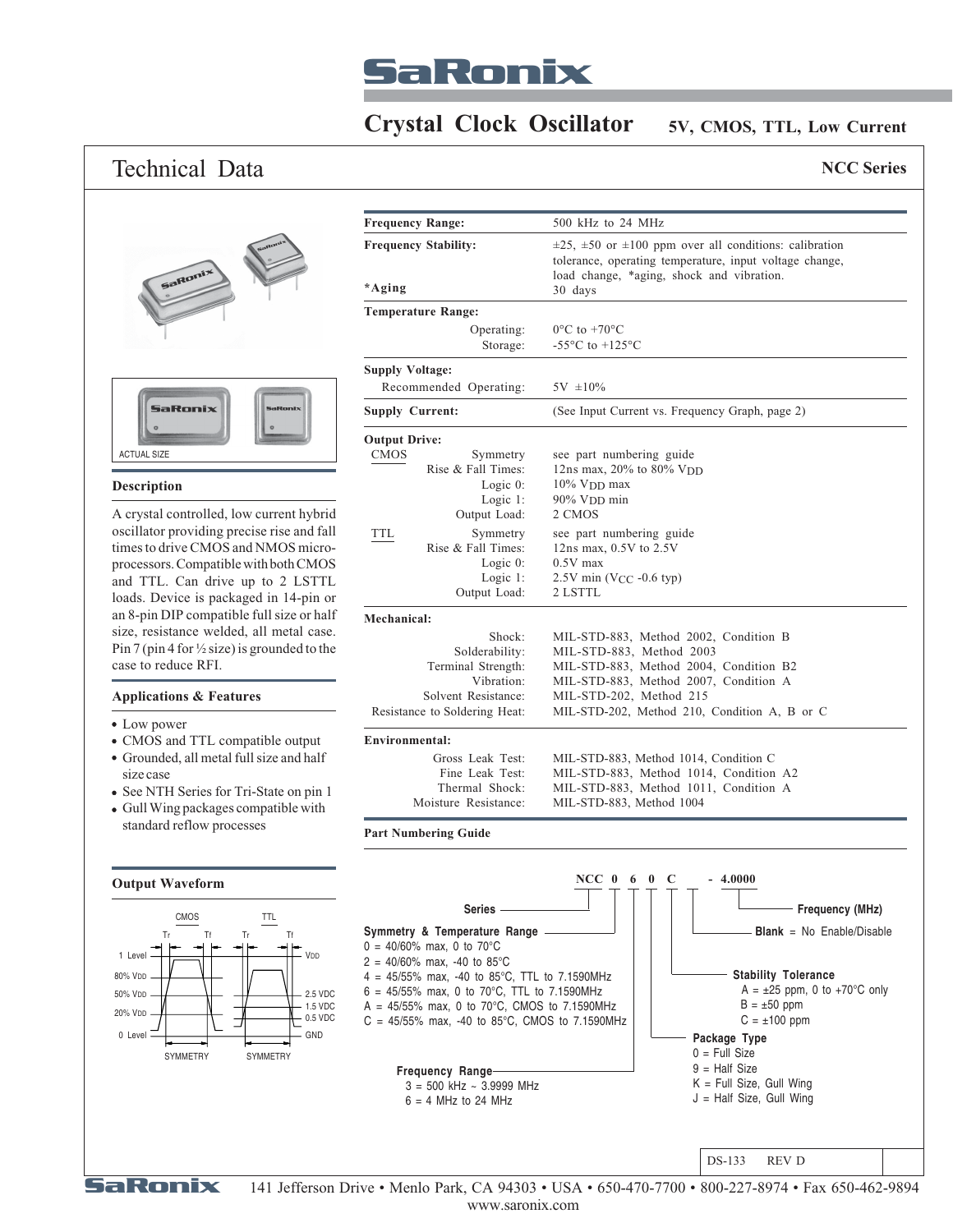# SaRonix

## Crystal Clock Oscillator — 5V, CMOS, TTL, Low Current

## Technical Data — NCC Series

ACTUAL SIZE

### Description

A crystal controlled, low current hybrid oscillator providing precise rise and fall times to drive CMOS and NMOS microprocessors. Compatible with both CMOS and TTL. Can drive up to 2 LSTTL loads. Device is packaged in 14-pin or an 8-pin DIP compatible full size or half size, resistance welded, all metal case. Pin 7 (pin 4 for ½ size) is grounded to the case to reduce RFI.

### Applications & Features

- Low power
- CMOS and TTL compatible output
- Grounded, all metal full size and half size case
- See NTH Series for Tri-State on pin 1
- Gull Wing packages compatible with standard reflow processes

### Output Waveform

CMOS TTL
Tr Tf Tr Tf
1 Level
80% VDD
50% VDD
20% VDD
0 Level
VDD
2.5 VDC
1.5 VDC
0.5 VDC
GND
SYMMETRY SYMMETRY

| | |
|---|---|
| **Frequency Range:** | 500 kHz to 24 MHz |
| **Frequency Stability:** | ±25, ±50 or ±100 ppm over all conditions: calibration tolerance, operating temperature, input voltage change, load change, *aging, shock and vibration. |
| ***Aging** | 30 days |
| **Temperature Range:** | |
| Operating: | 0°C to +70°C |
| Storage: | -55°C to +125°C |
| **Supply Voltage:** | |
| Recommended Operating: | 5V ±10% |
| **Supply Current:** | (See Input Current vs. Frequency Graph, page 2) |
| **Output Drive:** | |
| CMOS — Symmetry | see part numbering guide |
| Rise & Fall Times: | 12ns max, 20% to 80% $V_{DD}$ |
| Logic 0: | 10% $V_{DD}$ max |
| Logic 1: | 90% $V_{DD}$ min |
| Output Load: | 2 CMOS |
| TTL — Symmetry | see part numbering guide |
| Rise & Fall Times: | 12ns max, 0.5V to 2.5V |
| Logic 0: | 0.5V max |
| Logic 1: | 2.5V min ($V_{CC}$ -0.6 typ) |
| Output Load: | 2 LSTTL |
| **Mechanical:** | |
| Shock: | MIL-STD-883, Method 2002, Condition B |
| Solderability: | MIL-STD-883, Method 2003 |
| Terminal Strength: | MIL-STD-883, Method 2004, Condition B2 |
| Vibration: | MIL-STD-883, Method 2007, Condition A |
| Solvent Resistance: | MIL-STD-202, Method 215 |
| Resistance to Soldering Heat: | MIL-STD-202, Method 210, Condition A, B or C |
| **Environmental:** | |
| Gross Leak Test: | MIL-STD-883, Method 1014, Condition C |
| Fine Leak Test: | MIL-STD-883, Method 1014, Condition A2 |
| Thermal Shock: | MIL-STD-883, Method 1011, Condition A |
| Moisture Resistance: | MIL-STD-883, Method 1004 |

### Part Numbering Guide

**NCC 0 6 0 C - 4.0000**

**Series**

**Symmetry & Temperature Range**
- 0 = 40/60% max, 0 to 70°C
- 2 = 40/60% max, -40 to 85°C
- 4 = 45/55% max, -40 to 85°C, TTL to 7.1590MHz
- 6 = 45/55% max, 0 to 70°C, TTL to 7.1590MHz
- A = 45/55% max, 0 to 70°C, CMOS to 7.1590MHz
- C = 45/55% max, -40 to 85°C, CMOS to 7.1590MHz

**Frequency Range**
- 3 = 500 kHz ~ 3.9999 MHz
- 6 = 4 MHz to 24 MHz

**Package Type**
- 0 = Full Size
- 9 = Half Size
- K = Full Size, Gull Wing
- J = Half Size, Gull Wing

**Stability Tolerance**
- A = ±25 ppm, 0 to +70°C only
- B = ±50 ppm
- C = ±100 ppm

**Blank** = No Enable/Disable

**Frequency (MHz)**

DS-133 REV D

141 Jefferson Drive • Menlo Park, CA 94303 • USA • 650-470-7700 • 800-227-8974 • Fax 650-462-9894
www.saronix.com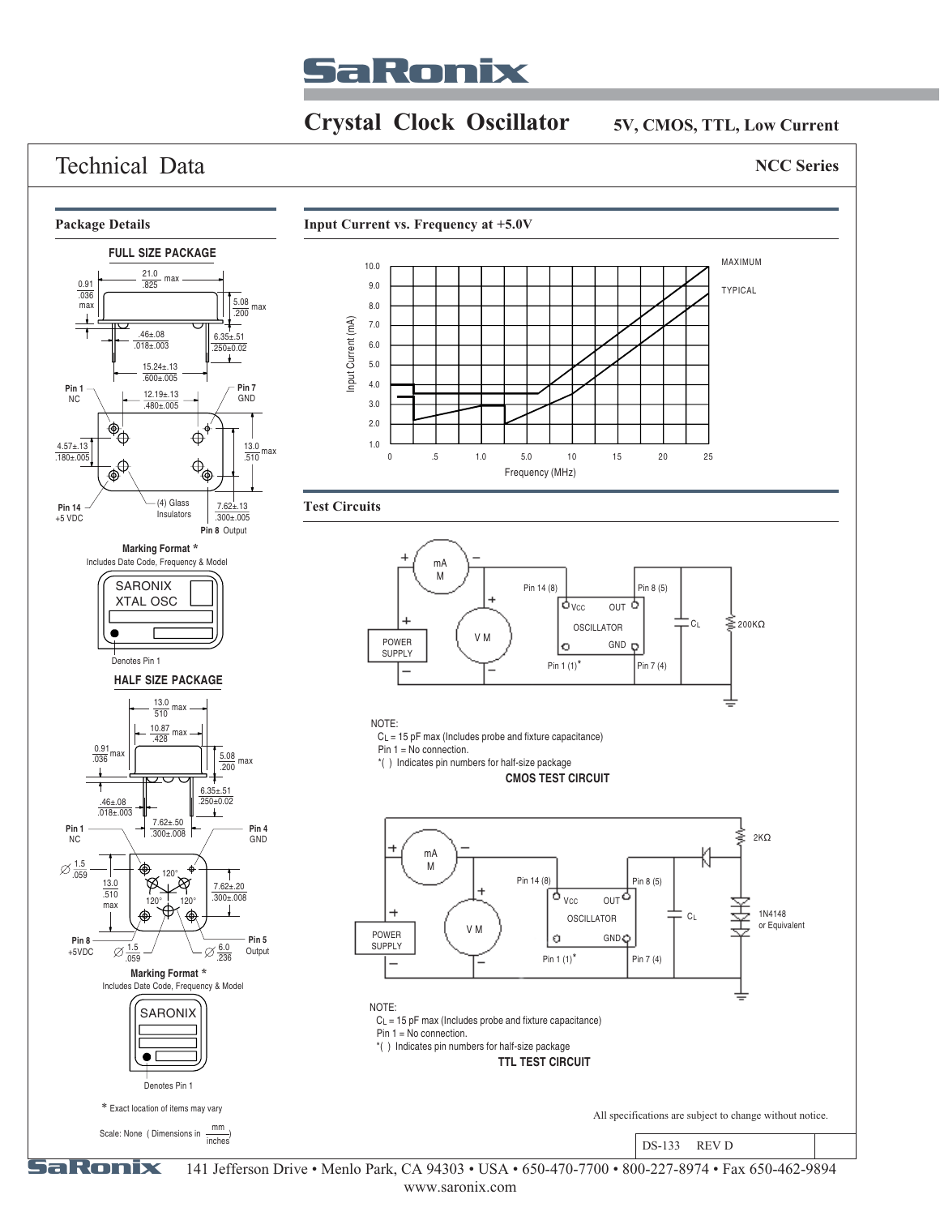# SaRonix

## Crystal Clock Oscillator — 5V, CMOS, TTL, Low Current

# Technical Data

**NCC Series**

### Package Details

**FULL SIZE PACKAGE**

21.0 / .825 max
0.91 / .036 max
5.08 / .200 max
.46±.08 / .018±.003
6.35±.51 / .250±0.02
15.24±.13 / .600±.005
Pin 1 NC
12.19±.13 / .480±.005
Pin 7 GND
4.57±.13 / .180±.005
13.0 / .510 max
Pin 14 +5 VDC
(4) Glass Insulators
7.62±.13 / .300±.005
Pin 8 Output

**Marking Format ***
Includes Date Code, Frequency & Model

SARONIX
XTAL OSC

Denotes Pin 1

**HALF SIZE PACKAGE**

13.0 / .510 max
10.87 / .428 max
0.91 / .036 max
5.08 / .200 max
6.35±.51 / .250±0.02
.46±.08 / .018±.003
7.62±.50 / .300±.008
Pin 1 NC
Pin 4 GND
∅ 1.5 / .059
120°
13.0 / .510 max
120° 120°
7.62±.20 / .300±.008
Pin 8 +5VDC
∅ 1.5 / .059
∅ 6.0 / .236
Pin 5 Output

**Marking Format ***
Includes Date Code, Frequency & Model

SARONIX

Denotes Pin 1

* Exact location of items may vary

Scale: None ( Dimensions in mm / inches )

### Input Current vs. Frequency at +5.0V

MAXIMUM
TYPICAL
Input Current (mA)
10.0
9.0
8.0
7.0
6.0
5.0
4.0
3.0
2.0
1.0
0 .5 1.0 5.0 10 15 20 25
Frequency (MHz)

### Test Circuits

mA M
POWER SUPPLY
V M
Pin 14 (8)
Pin 8 (5)
VCC OUT
OSCILLATOR
GND
Pin 1 (1)*
Pin 7 (4)
$C_L$
200KΩ

NOTE:
$C_L$ = 15 pF max (Includes probe and fixture capacitance)
Pin 1 = No connection.
*( ) Indicates pin numbers for half-size package

**CMOS TEST CIRCUIT**

mA M
POWER SUPPLY
V M
Pin 14 (8)
Pin 8 (5)
VCC OUT
OSCILLATOR
GND
Pin 1 (1)*
Pin 7 (4)
$C_L$
2KΩ
1N4148 or Equivalent

NOTE:
$C_L$ = 15 pF max (Includes probe and fixture capacitance)
Pin 1 = No connection.
*( ) Indicates pin numbers for half-size package

**TTL TEST CIRCUIT**

All specifications are subject to change without notice.

DS-133 REV D

SaRonix 141 Jefferson Drive • Menlo Park, CA 94303 • USA • 650-470-7700 • 800-227-8974 • Fax 650-462-9894
www.saronix.com